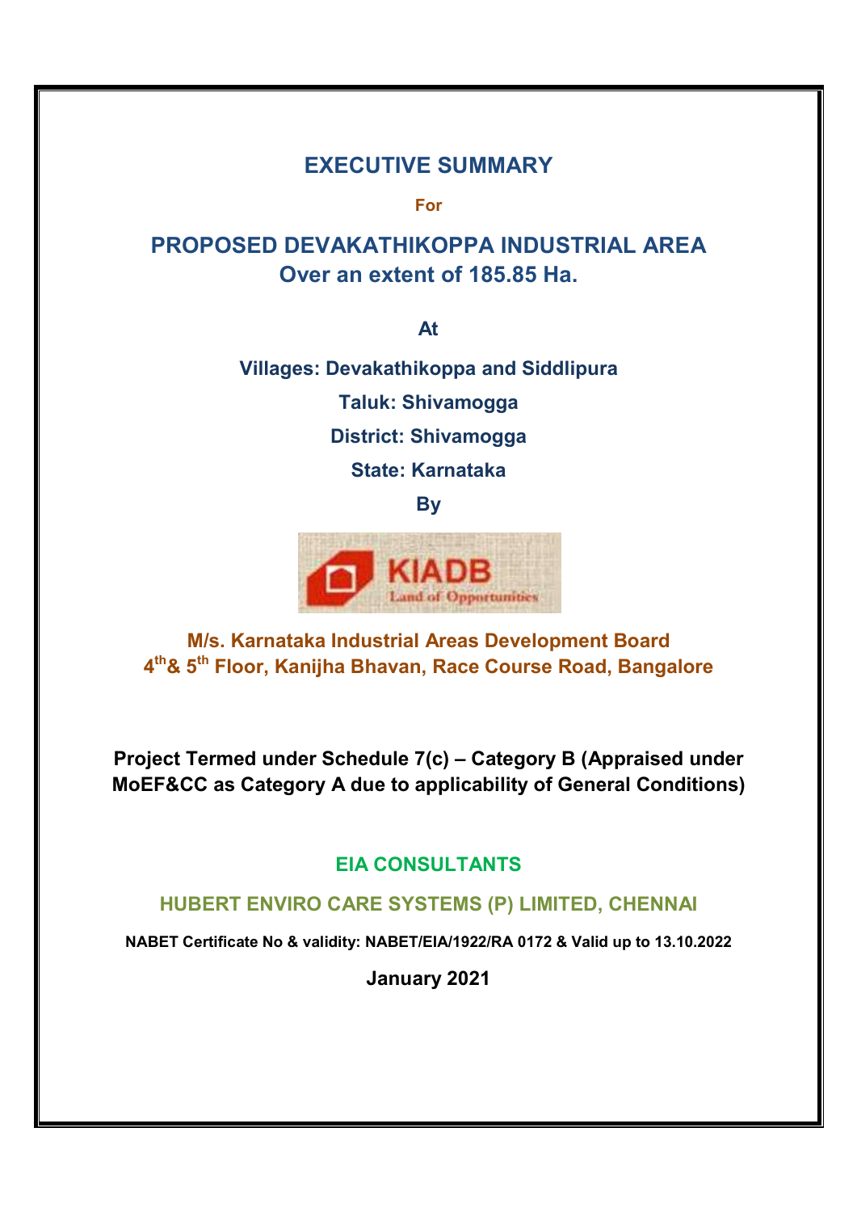# EXECUTIVE SUMMARY

**For**

## PROPOSED DEVAKATHIKOPPA INDUSTRIAL AREA
## Over an extent of 185.85 Ha.

**At**

**Villages: Devakathikoppa and Siddlipura**

**Taluk: Shivamogga**

**District: Shivamogga**

**State: Karnataka**

**By**

KIADB
Land of Opportunities

**M/s. Karnataka Industrial Areas Development Board**
**4th & 5th Floor, Kanijha Bhavan, Race Course Road, Bangalore**

**Project Termed under Schedule 7(c) – Category B (Appraised under MoEF&CC as Category A due to applicability of General Conditions)**

**EIA CONSULTANTS**

**HUBERT ENVIRO CARE SYSTEMS (P) LIMITED, CHENNAI**

**NABET Certificate No & validity: NABET/EIA/1922/RA 0172 & Valid up to 13.10.2022**

**January 2021**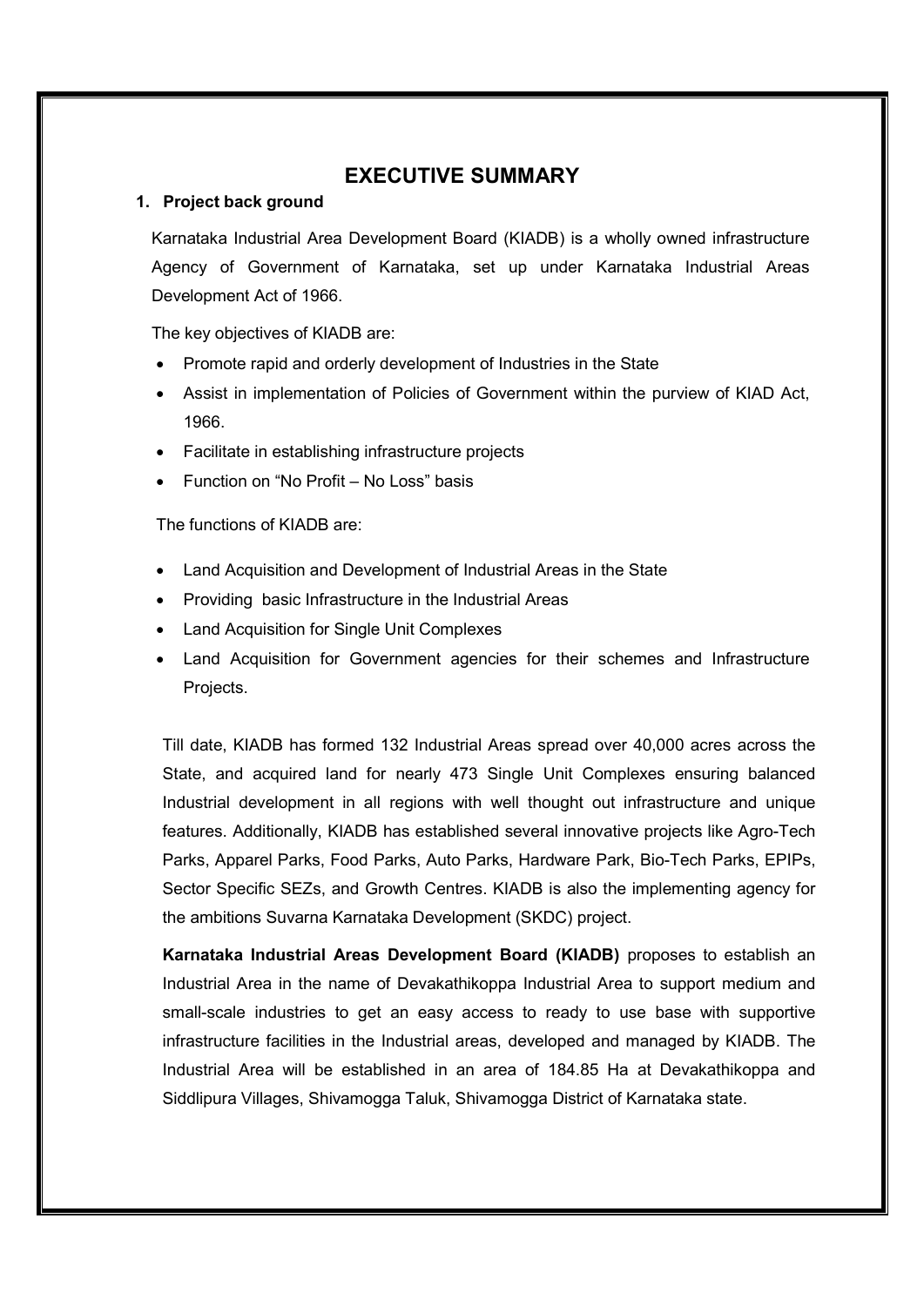# EXECUTIVE SUMMARY

## 1. Project back ground

Karnataka Industrial Area Development Board (KIADB) is a wholly owned infrastructure Agency of Government of Karnataka, set up under Karnataka Industrial Areas Development Act of 1966.

The key objectives of KIADB are:

- Promote rapid and orderly development of Industries in the State
- Assist in implementation of Policies of Government within the purview of KIAD Act, 1966.
- Facilitate in establishing infrastructure projects
- Function on "No Profit – No Loss" basis

The functions of KIADB are:

- Land Acquisition and Development of Industrial Areas in the State
- Providing basic Infrastructure in the Industrial Areas
- Land Acquisition for Single Unit Complexes
- Land Acquisition for Government agencies for their schemes and Infrastructure Projects.

Till date, KIADB has formed 132 Industrial Areas spread over 40,000 acres across the State, and acquired land for nearly 473 Single Unit Complexes ensuring balanced Industrial development in all regions with well thought out infrastructure and unique features. Additionally, KIADB has established several innovative projects like Agro-Tech Parks, Apparel Parks, Food Parks, Auto Parks, Hardware Park, Bio-Tech Parks, EPIPs, Sector Specific SEZs, and Growth Centres. KIADB is also the implementing agency for the ambitions Suvarna Karnataka Development (SKDC) project.

**Karnataka Industrial Areas Development Board (KIADB)** proposes to establish an Industrial Area in the name of Devakathikoppa Industrial Area to support medium and small-scale industries to get an easy access to ready to use base with supportive infrastructure facilities in the Industrial areas, developed and managed by KIADB. The Industrial Area will be established in an area of 184.85 Ha at Devakathikoppa and Siddlipura Villages, Shivamogga Taluk, Shivamogga District of Karnataka state.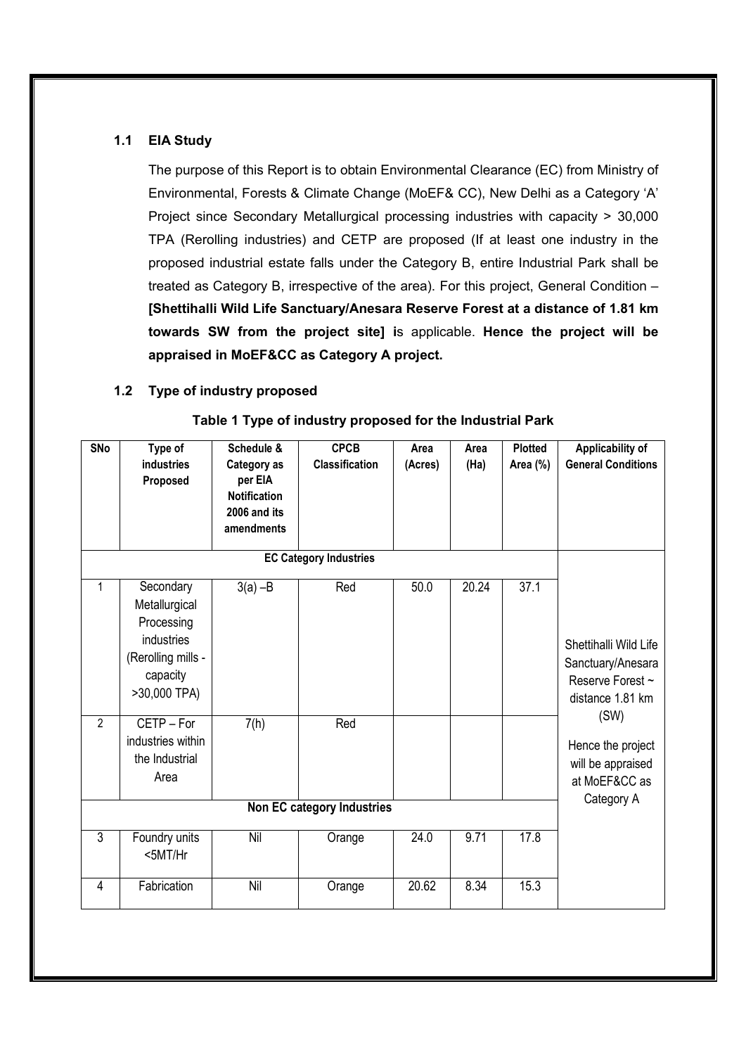### 1.1 EIA Study

The purpose of this Report is to obtain Environmental Clearance (EC) from Ministry of Environmental, Forests & Climate Change (MoEF& CC), New Delhi as a Category 'A' Project since Secondary Metallurgical processing industries with capacity > 30,000 TPA (Rerolling industries) and CETP are proposed (If at least one industry in the proposed industrial estate falls under the Category B, entire Industrial Park shall be treated as Category B, irrespective of the area). For this project, General Condition – **[Shettihalli Wild Life Sanctuary/Anesara Reserve Forest at a distance of 1.81 km towards SW from the project site] i**s applicable. **Hence the project will be appraised in MoEF&CC as Category A project.**

### 1.2 Type of industry proposed

**Table 1 Type of industry proposed for the Industrial Park**

| SNo | Type of industries Proposed | Schedule & Category as per EIA Notification 2006 and its amendments | CPCB Classification | Area (Acres) | Area (Ha) | Plotted Area (%) | Applicability of General Conditions |
|---|---|---|---|---|---|---|---|
| **EC Category Industries** | | | | | | | Shettihalli Wild Life Sanctuary/Anesara Reserve Forest ~ distance 1.81 km (SW) Hence the project will be appraised at MoEF&CC as Category A |
| 1 | Secondary Metallurgical Processing industries (Rerolling mills - capacity >30,000 TPA) | 3(a) –B | Red | 50.0 | 20.24 | 37.1 | |
| 2 | CETP – For industries within the Industrial Area | 7(h) | Red | | | | |
| **Non EC category Industries** | | | | | | | |
| 3 | Foundry units <5MT/Hr | Nil | Orange | 24.0 | 9.71 | 17.8 | |
| 4 | Fabrication | Nil | Orange | 20.62 | 8.34 | 15.3 | |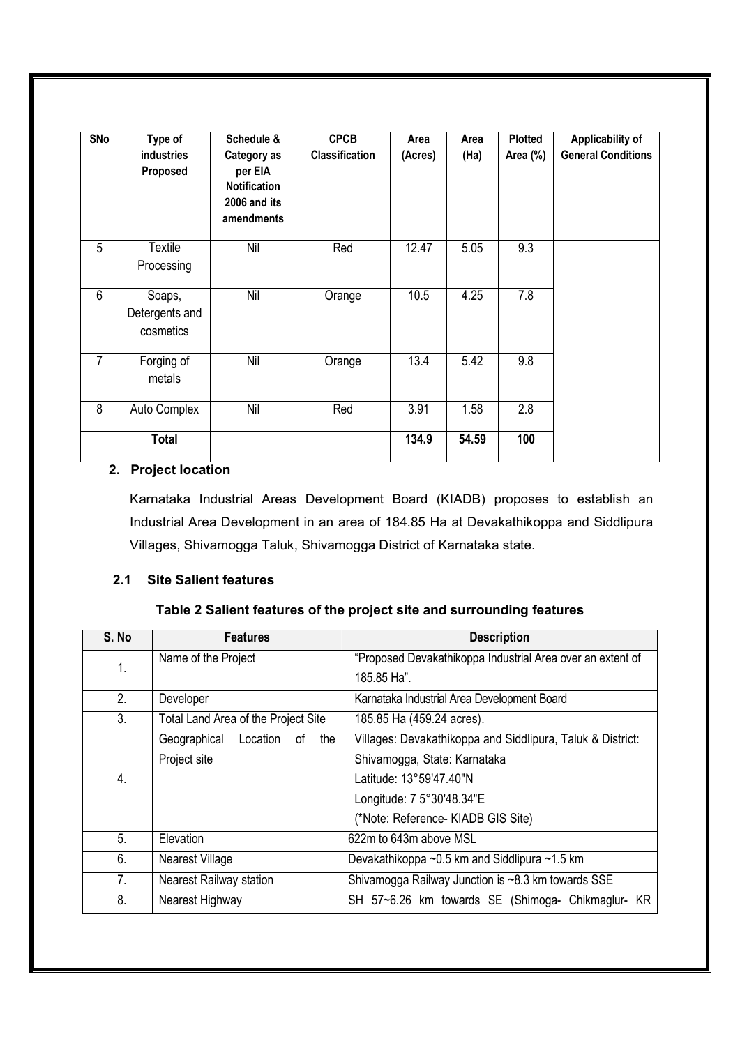| SNo | Type of industries Proposed | Schedule & Category as per EIA Notification 2006 and its amendments | CPCB Classification | Area (Acres) | Area (Ha) | Plotted Area (%) | Applicability of General Conditions |
|---|---|---|---|---|---|---|---|
| 5 | Textile Processing | Nil | Red | 12.47 | 5.05 | 9.3 | |
| 6 | Soaps, Detergents and cosmetics | Nil | Orange | 10.5 | 4.25 | 7.8 | |
| 7 | Forging of metals | Nil | Orange | 13.4 | 5.42 | 9.8 | |
| 8 | Auto Complex | Nil | Red | 3.91 | 1.58 | 2.8 | |
| | **Total** | | | **134.9** | **54.59** | **100** | |

## 2. Project location

Karnataka Industrial Areas Development Board (KIADB) proposes to establish an Industrial Area Development in an area of 184.85 Ha at Devakathikoppa and Siddlipura Villages, Shivamogga Taluk, Shivamogga District of Karnataka state.

### 2.1 Site Salient features

**Table 2 Salient features of the project site and surrounding features**

| S. No | Features | Description |
|---|---|---|
| 1. | Name of the Project | "Proposed Devakathikoppa Industrial Area over an extent of 185.85 Ha". |
| 2. | Developer | Karnataka Industrial Area Development Board |
| 3. | Total Land Area of the Project Site | 185.85 Ha (459.24 acres). |
| 4. | Geographical Location of the Project site | Villages: Devakathikoppa and Siddlipura, Taluk & District: Shivamogga, State: Karnataka<br>Latitude: 13°59'47.40"N<br>Longitude: 7 5°30'48.34"E<br>(*Note: Reference- KIADB GIS Site) |
| 5. | Elevation | 622m to 643m above MSL |
| 6. | Nearest Village | Devakathikoppa ~0.5 km and Siddlipura ~1.5 km |
| 7. | Nearest Railway station | Shivamogga Railway Junction is ~8.3 km towards SSE |
| 8. | Nearest Highway | SH 57~6.26 km towards SE (Shimoga- Chikmaglur- KR |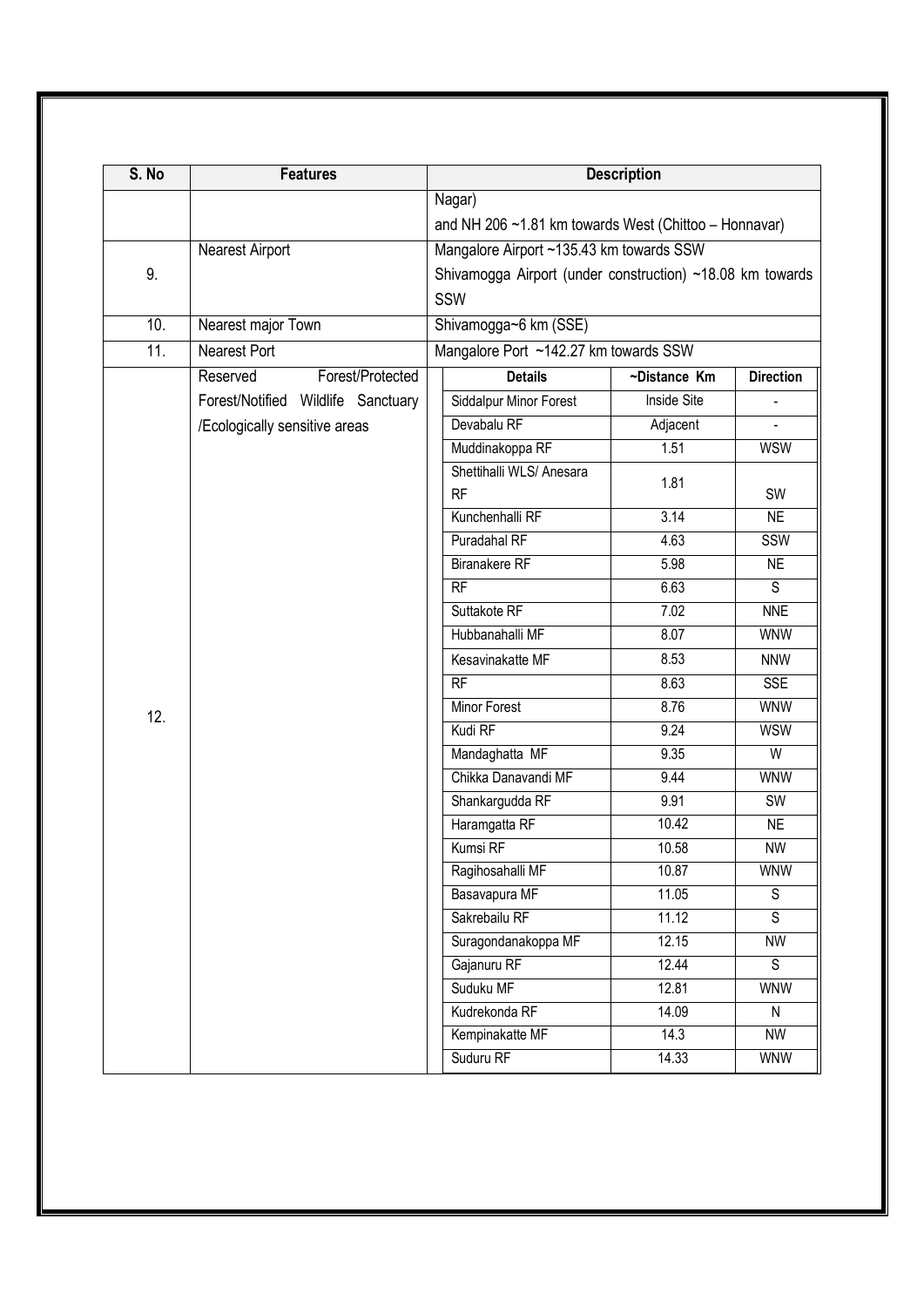| S. No | Features | Description | | |
|---|---|---|---|---|
| | | Nagar) and NH 206 ~1.81 km towards West (Chittoo – Honnavar) | | |
| 9. | Nearest Airport | Mangalore Airport ~135.43 km towards SSW<br>Shivamogga Airport (under construction) ~18.08 km towards SSW | | |
| 10. | Nearest major Town | Shivamogga~6 km (SSE) | | |
| 11. | Nearest Port | Mangalore Port ~142.27 km towards SSW | | |
| 12. | Reserved Forest/Protected Forest/Notified Wildlife Sanctuary /Ecologically sensitive areas | **Details** | **~Distance Km** | **Direction** |
| | | Siddalpur Minor Forest | Inside Site | - |
| | | Devabalu RF | Adjacent | - |
| | | Muddinakoppa RF | 1.51 | WSW |
| | | Shettihalli WLS/ Anesara RF | 1.81 | SW |
| | | Kunchenhalli RF | 3.14 | NE |
| | | Puradahal RF | 4.63 | SSW |
| | | Biranakere RF | 5.98 | NE |
| | | RF | 6.63 | S |
| | | Suttakote RF | 7.02 | NNE |
| | | Hubbanahalli MF | 8.07 | WNW |
| | | Kesavinakatte MF | 8.53 | NNW |
| | | RF | 8.63 | SSE |
| | | Minor Forest | 8.76 | WNW |
| | | Kudi RF | 9.24 | WSW |
| | | Mandaghatta MF | 9.35 | W |
| | | Chikka Danavandi MF | 9.44 | WNW |
| | | Shankargudda RF | 9.91 | SW |
| | | Haramgatta RF | 10.42 | NE |
| | | Kumsi RF | 10.58 | NW |
| | | Ragihosahalli MF | 10.87 | WNW |
| | | Basavapura MF | 11.05 | S |
| | | Sakrebailu RF | 11.12 | S |
| | | Suragondanakoppa MF | 12.15 | NW |
| | | Gajanuru RF | 12.44 | S |
| | | Suduku MF | 12.81 | WNW |
| | | Kudrekonda RF | 14.09 | N |
| | | Kempinakatte MF | 14.3 | NW |
| | | Suduru RF | 14.33 | WNW |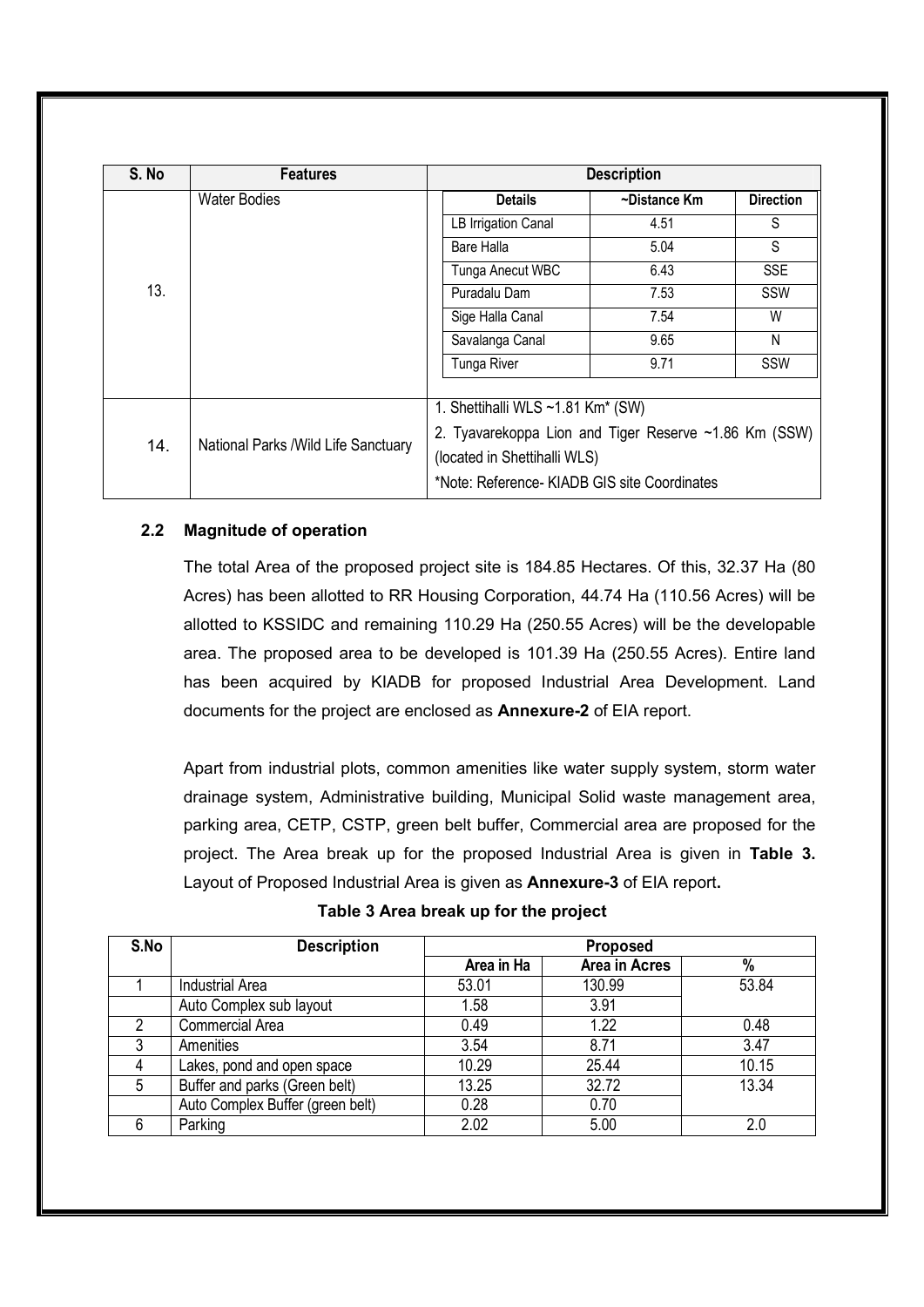| S. No | Features | Description | | |
|---|---|---|---|---|
| 13. | Water Bodies | **Details** | **~Distance Km** | **Direction** |
| | | LB Irrigation Canal | 4.51 | S |
| | | Bare Halla | 5.04 | S |
| | | Tunga Anecut WBC | 6.43 | SSE |
| | | Puradalu Dam | 7.53 | SSW |
| | | Sige Halla Canal | 7.54 | W |
| | | Savalanga Canal | 9.65 | N |
| | | Tunga River | 9.71 | SSW |
| 14. | National Parks /Wild Life Sanctuary | 1. Shettihalli WLS ~1.81 Km* (SW)<br>2. Tyavarekoppa Lion and Tiger Reserve ~1.86 Km (SSW) (located in Shettihalli WLS)<br>*Note: Reference- KIADB GIS site Coordinates | | |

### 2.2 Magnitude of operation

The total Area of the proposed project site is 184.85 Hectares. Of this, 32.37 Ha (80 Acres) has been allotted to RR Housing Corporation, 44.74 Ha (110.56 Acres) will be allotted to KSSIDC and remaining 110.29 Ha (250.55 Acres) will be the developable area. The proposed area to be developed is 101.39 Ha (250.55 Acres). Entire land has been acquired by KIADB for proposed Industrial Area Development. Land documents for the project are enclosed as **Annexure-2** of EIA report.

Apart from industrial plots, common amenities like water supply system, storm water drainage system, Administrative building, Municipal Solid waste management area, parking area, CETP, CSTP, green belt buffer, Commercial area are proposed for the project. The Area break up for the proposed Industrial Area is given in **Table 3.** Layout of Proposed Industrial Area is given as **Annexure-3** of EIA report**.**

**Table 3 Area break up for the project**

| S.No | Description | Proposed | | |
|---|---|---|---|---|
| | | Area in Ha | Area in Acres | % |
| 1 | Industrial Area | 53.01 | 130.99 | 53.84 |
| | Auto Complex sub layout | 1.58 | 3.91 | |
| 2 | Commercial Area | 0.49 | 1.22 | 0.48 |
| 3 | Amenities | 3.54 | 8.71 | 3.47 |
| 4 | Lakes, pond and open space | 10.29 | 25.44 | 10.15 |
| 5 | Buffer and parks (Green belt) | 13.25 | 32.72 | 13.34 |
| | Auto Complex Buffer (green belt) | 0.28 | 0.70 | |
| 6 | Parking | 2.02 | 5.00 | 2.0 |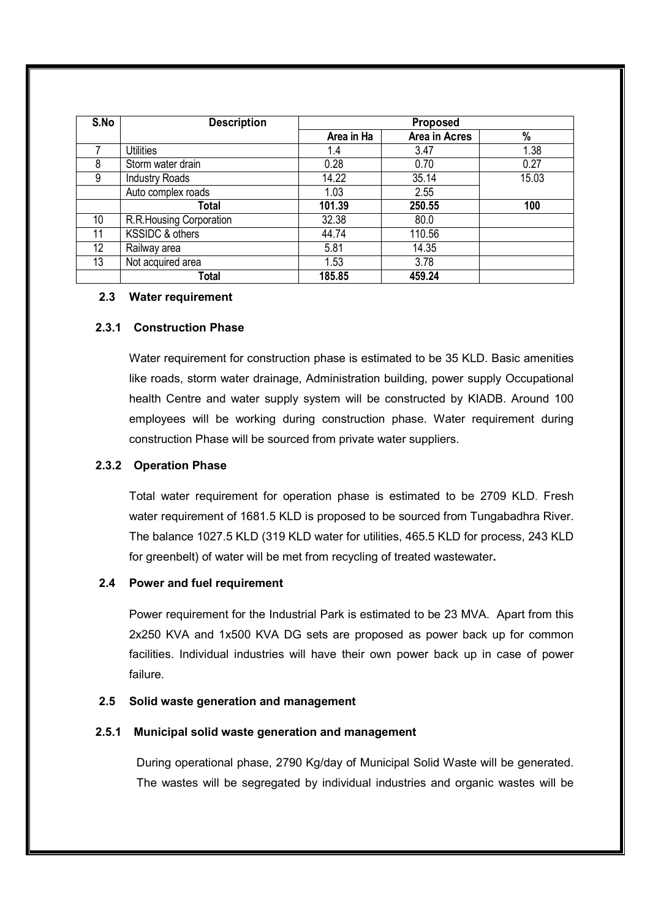| S.No | Description | Proposed | | |
|---|---|---|---|---|
| | | Area in Ha | Area in Acres | % |
| 7 | Utilities | 1.4 | 3.47 | 1.38 |
| 8 | Storm water drain | 0.28 | 0.70 | 0.27 |
| 9 | Industry Roads | 14.22 | 35.14 | 15.03 |
| | Auto complex roads | 1.03 | 2.55 | |
| | **Total** | **101.39** | **250.55** | **100** |
| 10 | R.R.Housing Corporation | 32.38 | 80.0 | |
| 11 | KSSIDC & others | 44.74 | 110.56 | |
| 12 | Railway area | 5.81 | 14.35 | |
| 13 | Not acquired area | 1.53 | 3.78 | |
| | **Total** | **185.85** | **459.24** | |

### 2.3 Water requirement

#### 2.3.1 Construction Phase

Water requirement for construction phase is estimated to be 35 KLD. Basic amenities like roads, storm water drainage, Administration building, power supply Occupational health Centre and water supply system will be constructed by KIADB. Around 100 employees will be working during construction phase. Water requirement during construction Phase will be sourced from private water suppliers.

#### 2.3.2 Operation Phase

Total water requirement for operation phase is estimated to be 2709 KLD. Fresh water requirement of 1681.5 KLD is proposed to be sourced from Tungabadhra River. The balance 1027.5 KLD (319 KLD water for utilities, 465.5 KLD for process, 243 KLD for greenbelt) of water will be met from recycling of treated wastewater**.**

### 2.4 Power and fuel requirement

Power requirement for the Industrial Park is estimated to be 23 MVA. Apart from this 2x250 KVA and 1x500 KVA DG sets are proposed as power back up for common facilities. Individual industries will have their own power back up in case of power failure.

### 2.5 Solid waste generation and management

#### 2.5.1 Municipal solid waste generation and management

During operational phase, 2790 Kg/day of Municipal Solid Waste will be generated. The wastes will be segregated by individual industries and organic wastes will be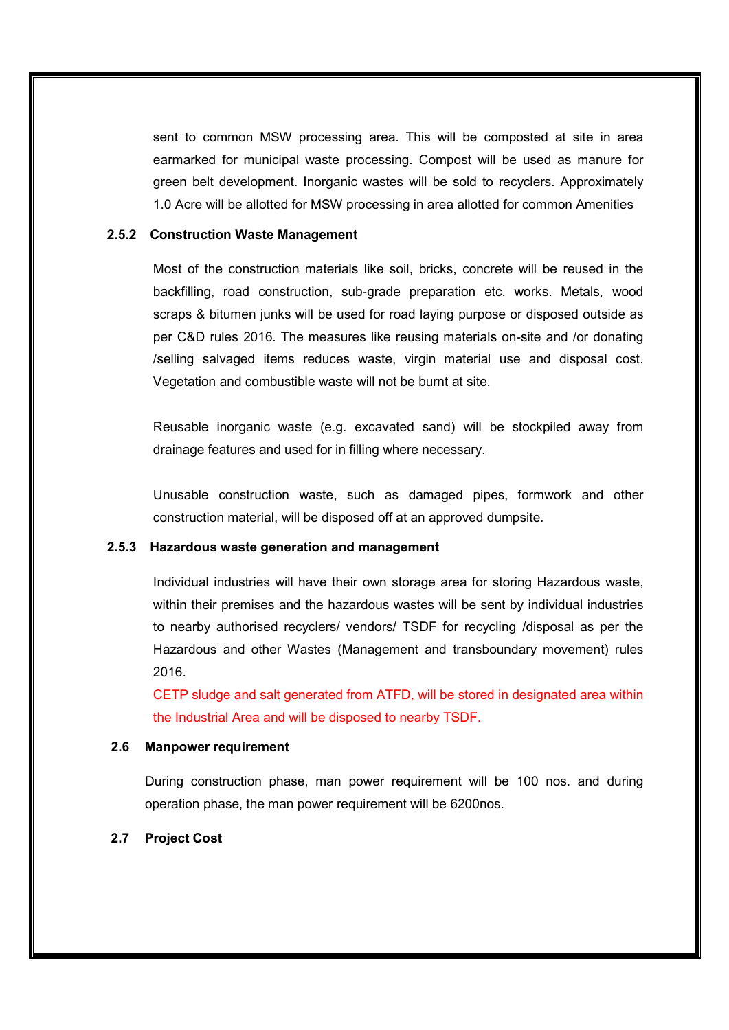sent to common MSW processing area. This will be composted at site in area earmarked for municipal waste processing. Compost will be used as manure for green belt development. Inorganic wastes will be sold to recyclers. Approximately 1.0 Acre will be allotted for MSW processing in area allotted for common Amenities

### 2.5.2 Construction Waste Management

Most of the construction materials like soil, bricks, concrete will be reused in the backfilling, road construction, sub-grade preparation etc. works. Metals, wood scraps & bitumen junks will be used for road laying purpose or disposed outside as per C&D rules 2016. The measures like reusing materials on-site and /or donating /selling salvaged items reduces waste, virgin material use and disposal cost. Vegetation and combustible waste will not be burnt at site.

Reusable inorganic waste (e.g. excavated sand) will be stockpiled away from drainage features and used for in filling where necessary.

Unusable construction waste, such as damaged pipes, formwork and other construction material, will be disposed off at an approved dumpsite.

### 2.5.3 Hazardous waste generation and management

Individual industries will have their own storage area for storing Hazardous waste, within their premises and the hazardous wastes will be sent by individual industries to nearby authorised recyclers/ vendors/ TSDF for recycling /disposal as per the Hazardous and other Wastes (Management and transboundary movement) rules 2016.

CETP sludge and salt generated from ATFD, will be stored in designated area within the Industrial Area and will be disposed to nearby TSDF.

## 2.6 Manpower requirement

During construction phase, man power requirement will be 100 nos. and during operation phase, the man power requirement will be 6200nos.

## 2.7 Project Cost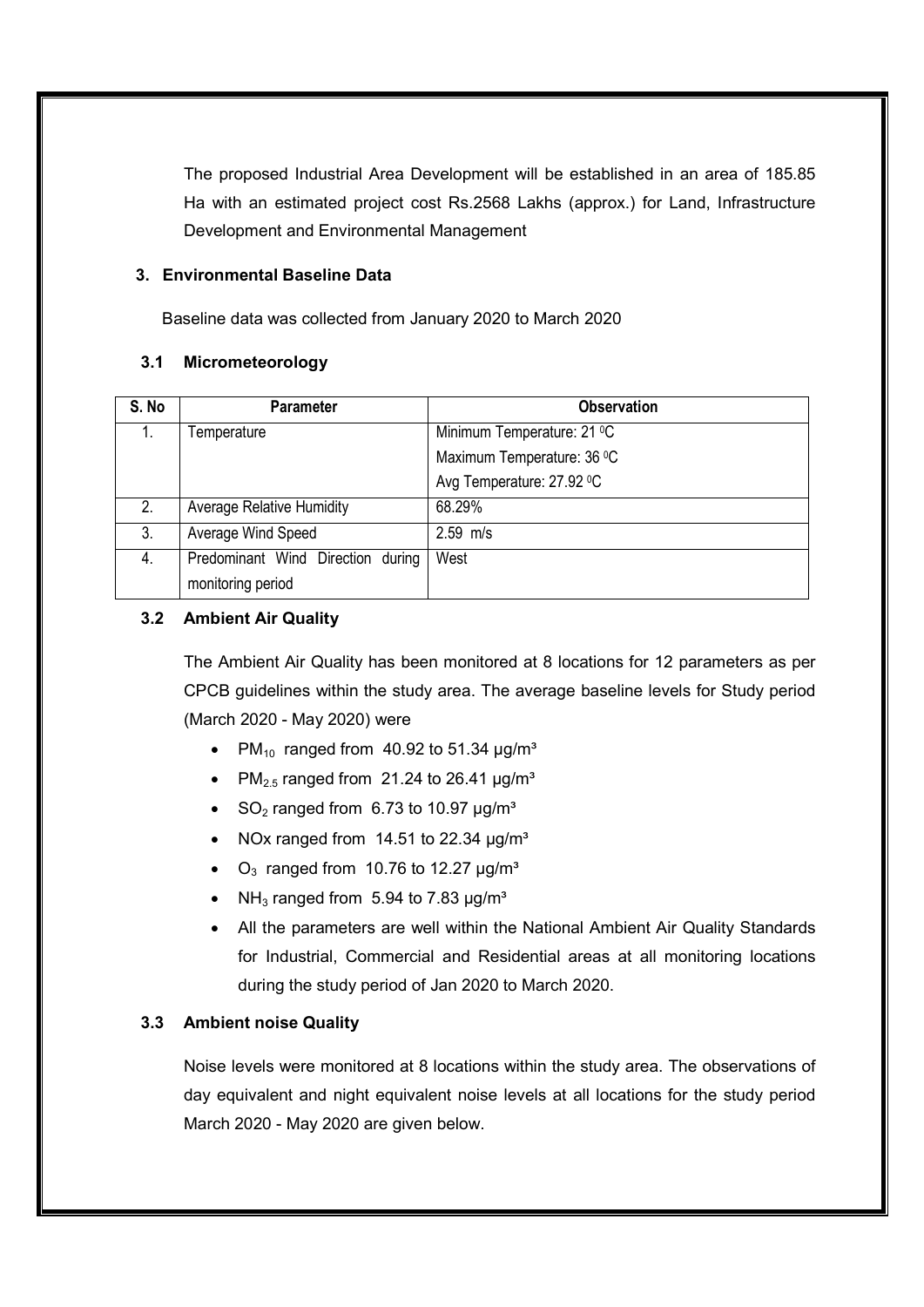The proposed Industrial Area Development will be established in an area of 185.85 Ha with an estimated project cost Rs.2568 Lakhs (approx.) for Land, Infrastructure Development and Environmental Management

### 3. Environmental Baseline Data

Baseline data was collected from January 2020 to March 2020

#### 3.1 Micrometeorology

| S. No | Parameter | Observation |
|---|---|---|
| 1. | Temperature | Minimum Temperature: 21 $^0$C |
| | | Maximum Temperature: 36 $^0$C |
| | | Avg Temperature: 27.92 $^0$C |
| 2. | Average Relative Humidity | 68.29% |
| 3. | Average Wind Speed | 2.59 m/s |
| 4. | Predominant Wind Direction during monitoring period | West |

#### 3.2 Ambient Air Quality

The Ambient Air Quality has been monitored at 8 locations for 12 parameters as per CPCB guidelines within the study area. The average baseline levels for Study period (March 2020 - May 2020) were

- $PM_{10}$ ranged from 40.92 to 51.34 µg/m³
- $PM_{2.5}$ ranged from 21.24 to 26.41 µg/m³
- $SO_2$ ranged from 6.73 to 10.97 µg/m³
- NOx ranged from 14.51 to 22.34 µg/m³
- $O_3$ ranged from 10.76 to 12.27 µg/m³
- $NH_3$ ranged from 5.94 to 7.83 µg/m³
- All the parameters are well within the National Ambient Air Quality Standards for Industrial, Commercial and Residential areas at all monitoring locations during the study period of Jan 2020 to March 2020.

#### 3.3 Ambient noise Quality

Noise levels were monitored at 8 locations within the study area. The observations of day equivalent and night equivalent noise levels at all locations for the study period March 2020 - May 2020 are given below.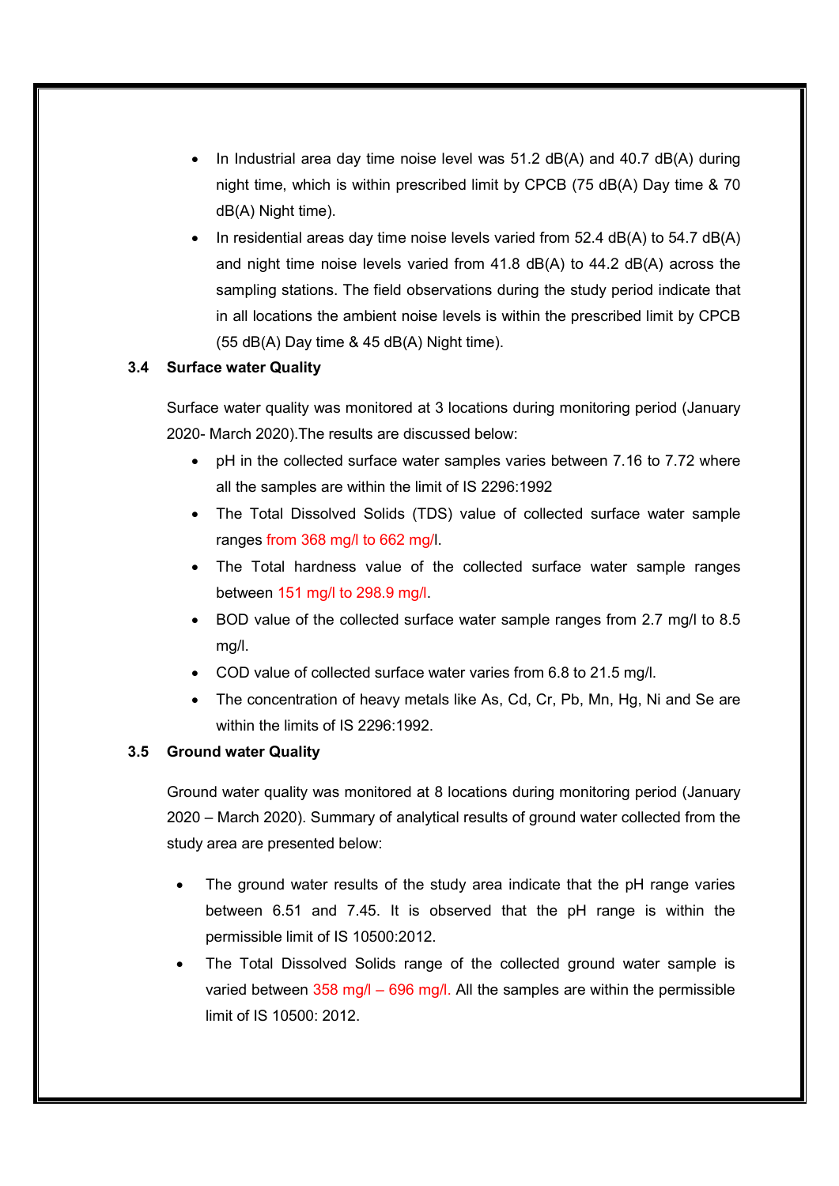- In Industrial area day time noise level was 51.2 dB(A) and 40.7 dB(A) during night time, which is within prescribed limit by CPCB (75 dB(A) Day time & 70 dB(A) Night time).
- In residential areas day time noise levels varied from 52.4 dB(A) to 54.7 dB(A) and night time noise levels varied from 41.8 dB(A) to 44.2 dB(A) across the sampling stations. The field observations during the study period indicate that in all locations the ambient noise levels is within the prescribed limit by CPCB (55 dB(A) Day time & 45 dB(A) Night time).

### 3.4 Surface water Quality

Surface water quality was monitored at 3 locations during monitoring period (January 2020- March 2020).The results are discussed below:

- pH in the collected surface water samples varies between 7.16 to 7.72 where all the samples are within the limit of IS 2296:1992
- The Total Dissolved Solids (TDS) value of collected surface water sample ranges from 368 mg/l to 662 mg/l.
- The Total hardness value of the collected surface water sample ranges between 151 mg/l to 298.9 mg/l.
- BOD value of the collected surface water sample ranges from 2.7 mg/l to 8.5 mg/l.
- COD value of collected surface water varies from 6.8 to 21.5 mg/l.
- The concentration of heavy metals like As, Cd, Cr, Pb, Mn, Hg, Ni and Se are within the limits of IS 2296:1992.

### 3.5 Ground water Quality

Ground water quality was monitored at 8 locations during monitoring period (January 2020 – March 2020). Summary of analytical results of ground water collected from the study area are presented below:

- The ground water results of the study area indicate that the pH range varies between 6.51 and 7.45. It is observed that the pH range is within the permissible limit of IS 10500:2012.
- The Total Dissolved Solids range of the collected ground water sample is varied between 358 mg/l – 696 mg/l. All the samples are within the permissible limit of IS 10500: 2012.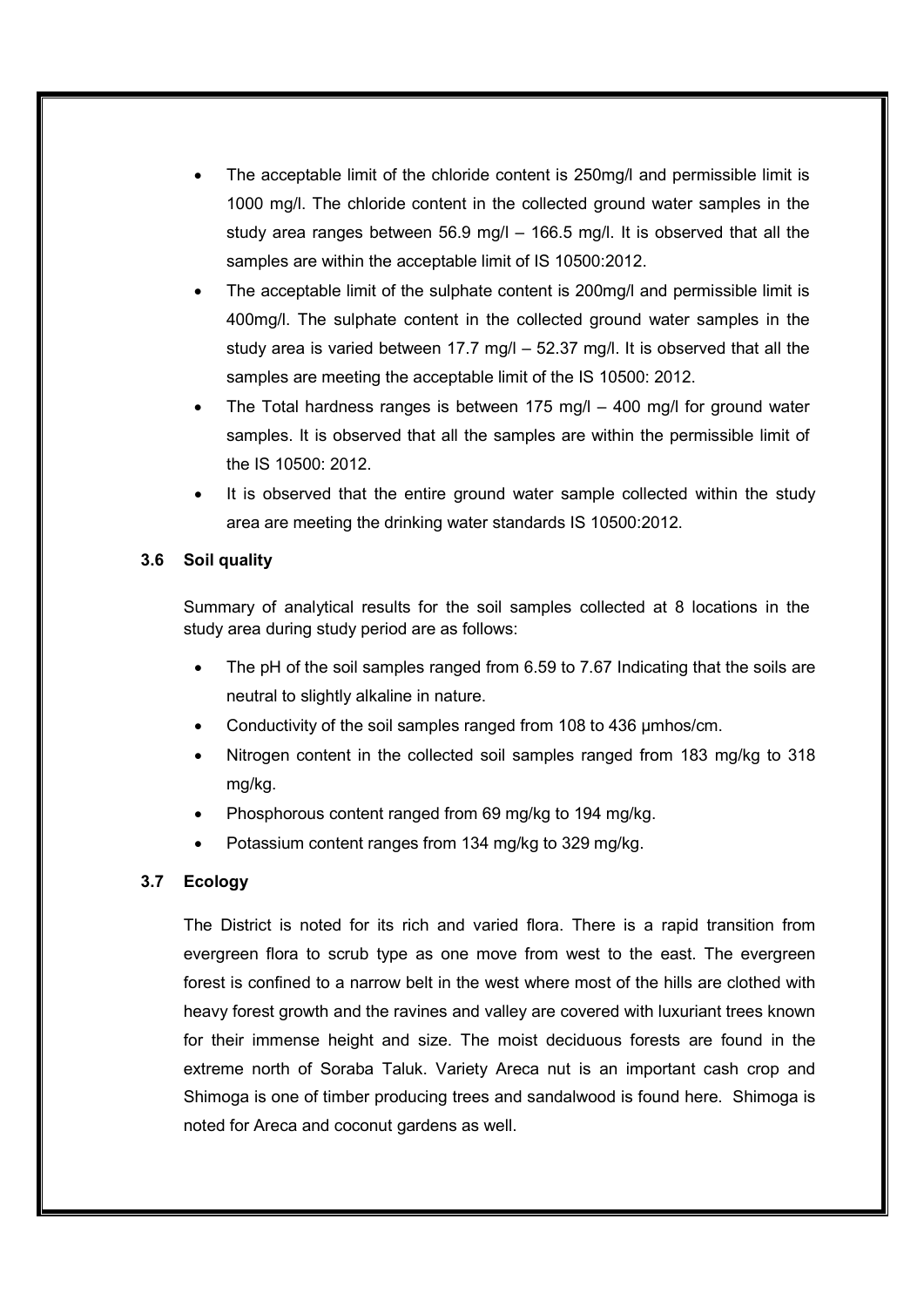- The acceptable limit of the chloride content is 250mg/l and permissible limit is 1000 mg/l. The chloride content in the collected ground water samples in the study area ranges between 56.9 mg/l – 166.5 mg/l. It is observed that all the samples are within the acceptable limit of IS 10500:2012.
- The acceptable limit of the sulphate content is 200mg/l and permissible limit is 400mg/l. The sulphate content in the collected ground water samples in the study area is varied between 17.7 mg/l – 52.37 mg/l. It is observed that all the samples are meeting the acceptable limit of the IS 10500: 2012.
- The Total hardness ranges is between 175 mg/l – 400 mg/l for ground water samples. It is observed that all the samples are within the permissible limit of the IS 10500: 2012.
- It is observed that the entire ground water sample collected within the study area are meeting the drinking water standards IS 10500:2012.

### 3.6 Soil quality

Summary of analytical results for the soil samples collected at 8 locations in the study area during study period are as follows:

- The pH of the soil samples ranged from 6.59 to 7.67 Indicating that the soils are neutral to slightly alkaline in nature.
- Conductivity of the soil samples ranged from 108 to 436 µmhos/cm.
- Nitrogen content in the collected soil samples ranged from 183 mg/kg to 318 mg/kg.
- Phosphorous content ranged from 69 mg/kg to 194 mg/kg.
- Potassium content ranges from 134 mg/kg to 329 mg/kg.

### 3.7 Ecology

The District is noted for its rich and varied flora. There is a rapid transition from evergreen flora to scrub type as one move from west to the east. The evergreen forest is confined to a narrow belt in the west where most of the hills are clothed with heavy forest growth and the ravines and valley are covered with luxuriant trees known for their immense height and size. The moist deciduous forests are found in the extreme north of Soraba Taluk. Variety Areca nut is an important cash crop and Shimoga is one of timber producing trees and sandalwood is found here. Shimoga is noted for Areca and coconut gardens as well.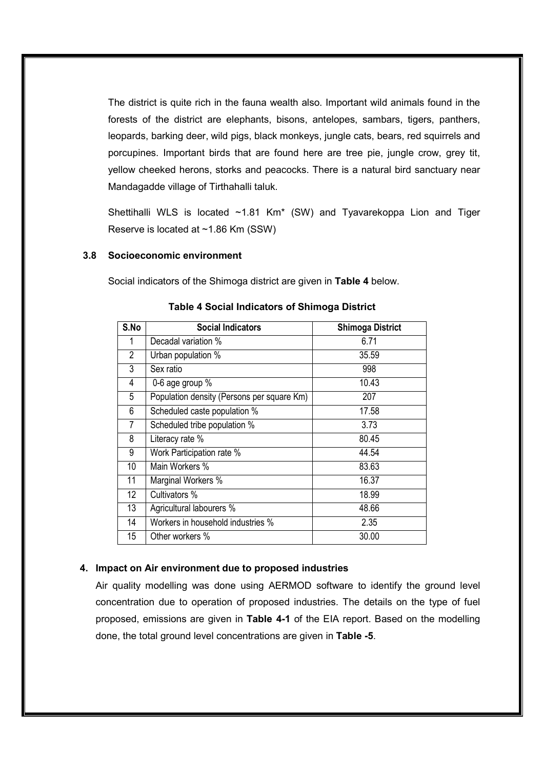The district is quite rich in the fauna wealth also. Important wild animals found in the forests of the district are elephants, bisons, antelopes, sambars, tigers, panthers, leopards, barking deer, wild pigs, black monkeys, jungle cats, bears, red squirrels and porcupines. Important birds that are found here are tree pie, jungle crow, grey tit, yellow cheeked herons, storks and peacocks. There is a natural bird sanctuary near Mandagadde village of Tirthahalli taluk.

Shettihalli WLS is located ~1.81 Km* (SW) and Tyavarekoppa Lion and Tiger Reserve is located at ~1.86 Km (SSW)

### 3.8 Socioeconomic environment

Social indicators of the Shimoga district are given in **Table 4** below.

**Table 4 Social Indicators of Shimoga District**

| S.No | Social Indicators | Shimoga District |
|---|---|---|
| 1 | Decadal variation % | 6.71 |
| 2 | Urban population % | 35.59 |
| 3 | Sex ratio | 998 |
| 4 | 0-6 age group % | 10.43 |
| 5 | Population density (Persons per square Km) | 207 |
| 6 | Scheduled caste population % | 17.58 |
| 7 | Scheduled tribe population % | 3.73 |
| 8 | Literacy rate % | 80.45 |
| 9 | Work Participation rate % | 44.54 |
| 10 | Main Workers % | 83.63 |
| 11 | Marginal Workers % | 16.37 |
| 12 | Cultivators % | 18.99 |
| 13 | Agricultural labourers % | 48.66 |
| 14 | Workers in household industries % | 2.35 |
| 15 | Other workers % | 30.00 |

## 4. Impact on Air environment due to proposed industries

Air quality modelling was done using AERMOD software to identify the ground level concentration due to operation of proposed industries. The details on the type of fuel proposed, emissions are given in **Table 4-1** of the EIA report. Based on the modelling done, the total ground level concentrations are given in **Table -5**.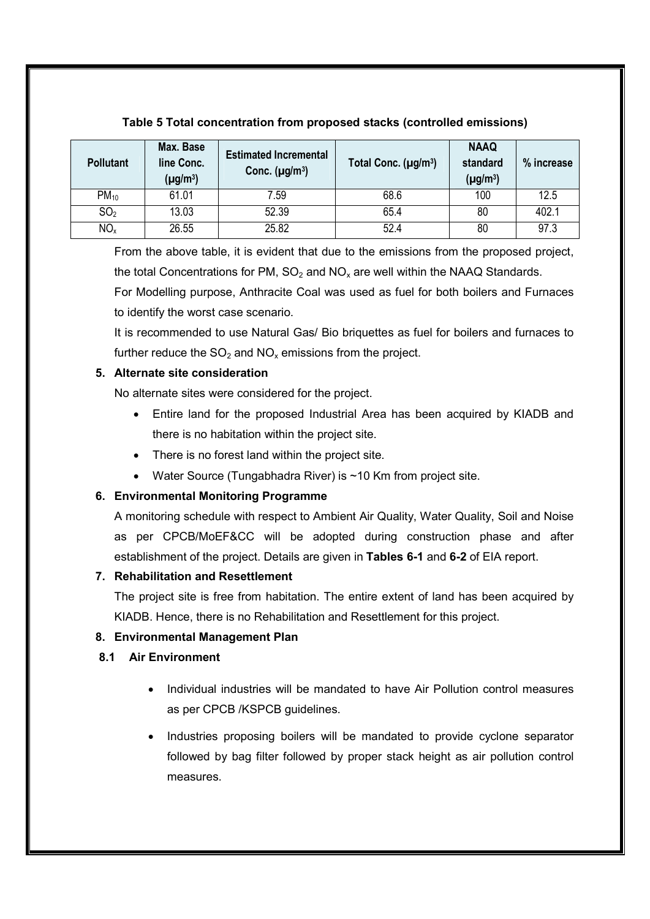**Table 5 Total concentration from proposed stacks (controlled emissions)**

| Pollutant | Max. Base line Conc. (µg/m³) | Estimated Incremental Conc. (µg/m³) | Total Conc. (µg/m³) | NAAQ standard (µg/m³) | % increase |
|---|---|---|---|---|---|
| $PM_{10}$ | 61.01 | 7.59 | 68.6 | 100 | 12.5 |
| $SO_2$ | 13.03 | 52.39 | 65.4 | 80 | 402.1 |
| $NO_x$ | 26.55 | 25.82 | 52.4 | 80 | 97.3 |

From the above table, it is evident that due to the emissions from the proposed project, the total Concentrations for PM, $SO_2$ and $NO_x$ are well within the NAAQ Standards.

For Modelling purpose, Anthracite Coal was used as fuel for both boilers and Furnaces to identify the worst case scenario.

It is recommended to use Natural Gas/ Bio briquettes as fuel for boilers and furnaces to further reduce the $SO_2$ and $NO_x$ emissions from the project.

## 5. Alternate site consideration

No alternate sites were considered for the project.

- Entire land for the proposed Industrial Area has been acquired by KIADB and there is no habitation within the project site.
- There is no forest land within the project site.
- Water Source (Tungabhadra River) is ~10 Km from project site.

## 6. Environmental Monitoring Programme

A monitoring schedule with respect to Ambient Air Quality, Water Quality, Soil and Noise as per CPCB/MoEF&CC will be adopted during construction phase and after establishment of the project. Details are given in **Tables 6-1** and **6-2** of EIA report.

## 7. Rehabilitation and Resettlement

The project site is free from habitation. The entire extent of land has been acquired by KIADB. Hence, there is no Rehabilitation and Resettlement for this project.

## 8. Environmental Management Plan

### 8.1 Air Environment

- Individual industries will be mandated to have Air Pollution control measures as per CPCB /KSPCB guidelines.
- Industries proposing boilers will be mandated to provide cyclone separator followed by bag filter followed by proper stack height as air pollution control measures.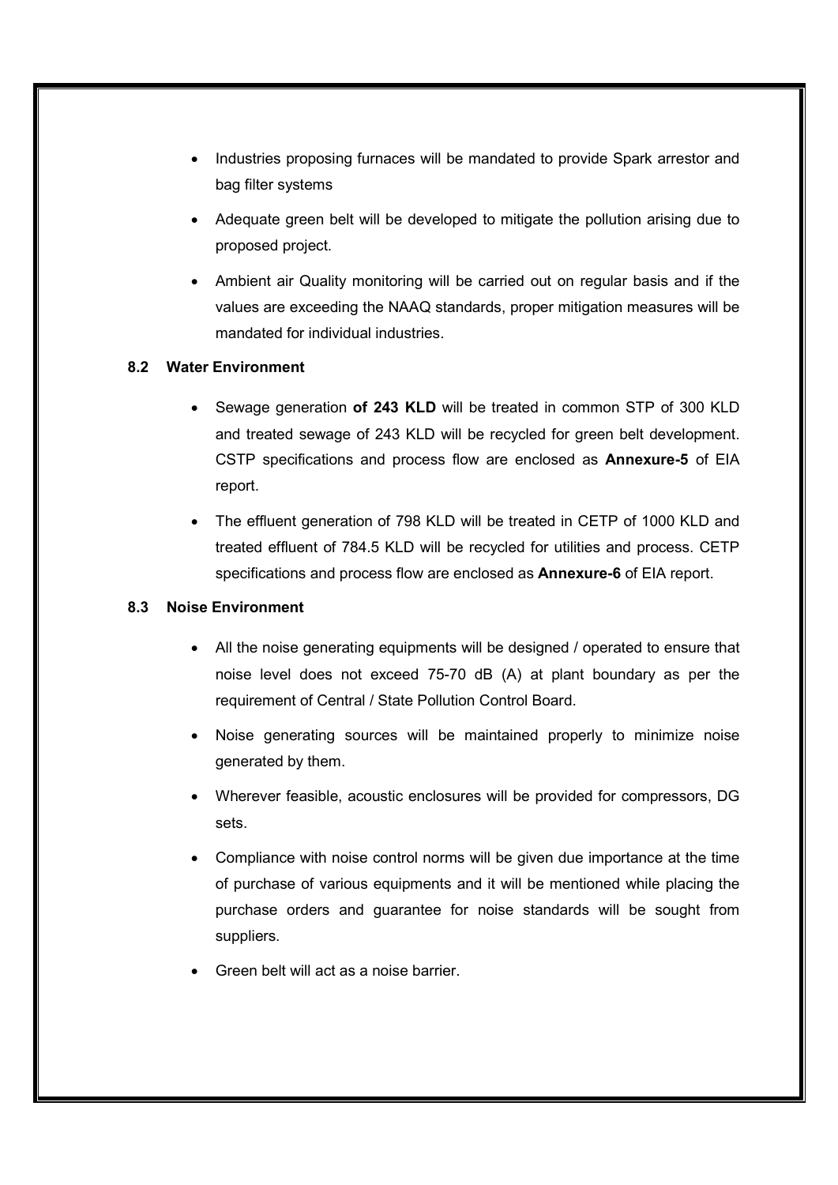- Industries proposing furnaces will be mandated to provide Spark arrestor and bag filter systems
- Adequate green belt will be developed to mitigate the pollution arising due to proposed project.
- Ambient air Quality monitoring will be carried out on regular basis and if the values are exceeding the NAAQ standards, proper mitigation measures will be mandated for individual industries.

### 8.2 Water Environment

- Sewage generation **of 243 KLD** will be treated in common STP of 300 KLD and treated sewage of 243 KLD will be recycled for green belt development. CSTP specifications and process flow are enclosed as **Annexure-5** of EIA report.
- The effluent generation of 798 KLD will be treated in CETP of 1000 KLD and treated effluent of 784.5 KLD will be recycled for utilities and process. CETP specifications and process flow are enclosed as **Annexure-6** of EIA report.

### 8.3 Noise Environment

- All the noise generating equipments will be designed / operated to ensure that noise level does not exceed 75-70 dB (A) at plant boundary as per the requirement of Central / State Pollution Control Board.
- Noise generating sources will be maintained properly to minimize noise generated by them.
- Wherever feasible, acoustic enclosures will be provided for compressors, DG sets.
- Compliance with noise control norms will be given due importance at the time of purchase of various equipments and it will be mentioned while placing the purchase orders and guarantee for noise standards will be sought from suppliers.
- Green belt will act as a noise barrier.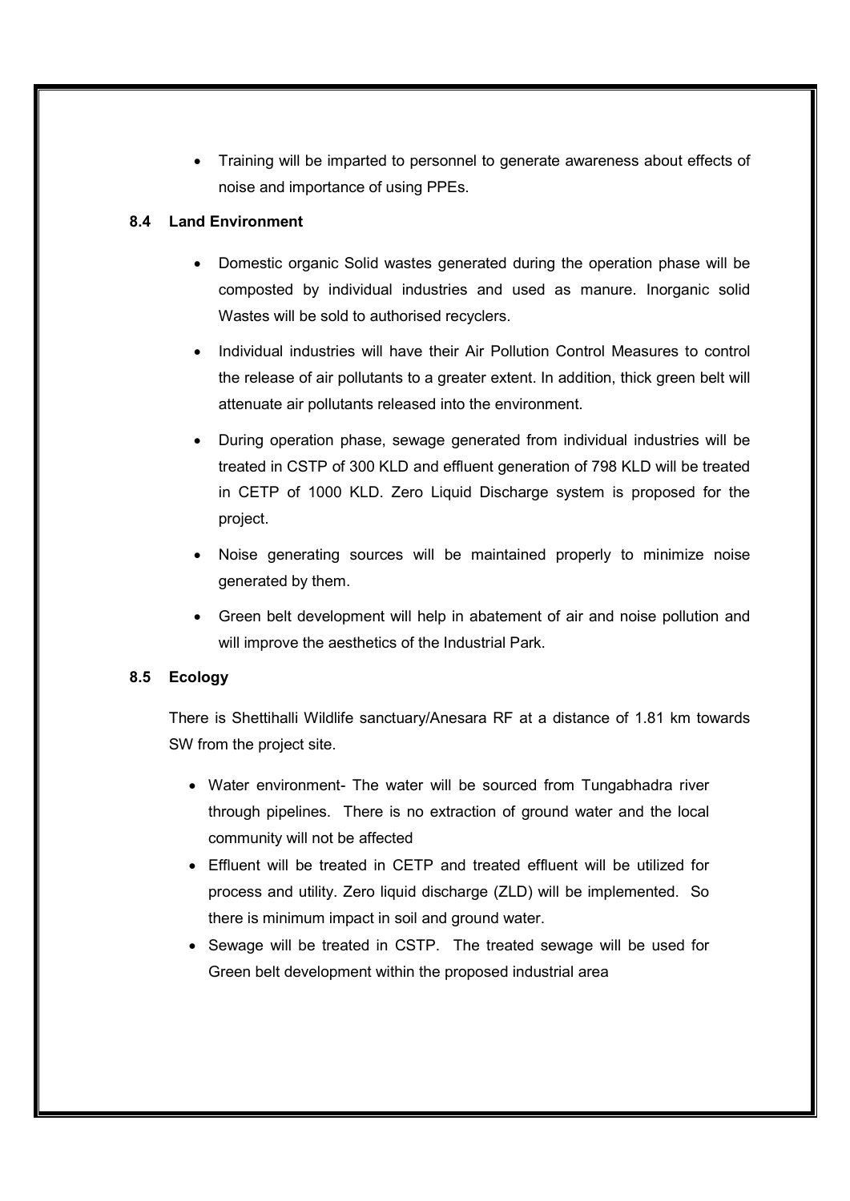- Training will be imparted to personnel to generate awareness about effects of noise and importance of using PPEs.

### 8.4 Land Environment

- Domestic organic Solid wastes generated during the operation phase will be composted by individual industries and used as manure. Inorganic solid Wastes will be sold to authorised recyclers.
- Individual industries will have their Air Pollution Control Measures to control the release of air pollutants to a greater extent. In addition, thick green belt will attenuate air pollutants released into the environment.
- During operation phase, sewage generated from individual industries will be treated in CSTP of 300 KLD and effluent generation of 798 KLD will be treated in CETP of 1000 KLD. Zero Liquid Discharge system is proposed for the project.
- Noise generating sources will be maintained properly to minimize noise generated by them.
- Green belt development will help in abatement of air and noise pollution and will improve the aesthetics of the Industrial Park.

### 8.5 Ecology

There is Shettihalli Wildlife sanctuary/Anesara RF at a distance of 1.81 km towards SW from the project site.

- Water environment- The water will be sourced from Tungabhadra river through pipelines. There is no extraction of ground water and the local community will not be affected
- Effluent will be treated in CETP and treated effluent will be utilized for process and utility. Zero liquid discharge (ZLD) will be implemented. So there is minimum impact in soil and ground water.
- Sewage will be treated in CSTP. The treated sewage will be used for Green belt development within the proposed industrial area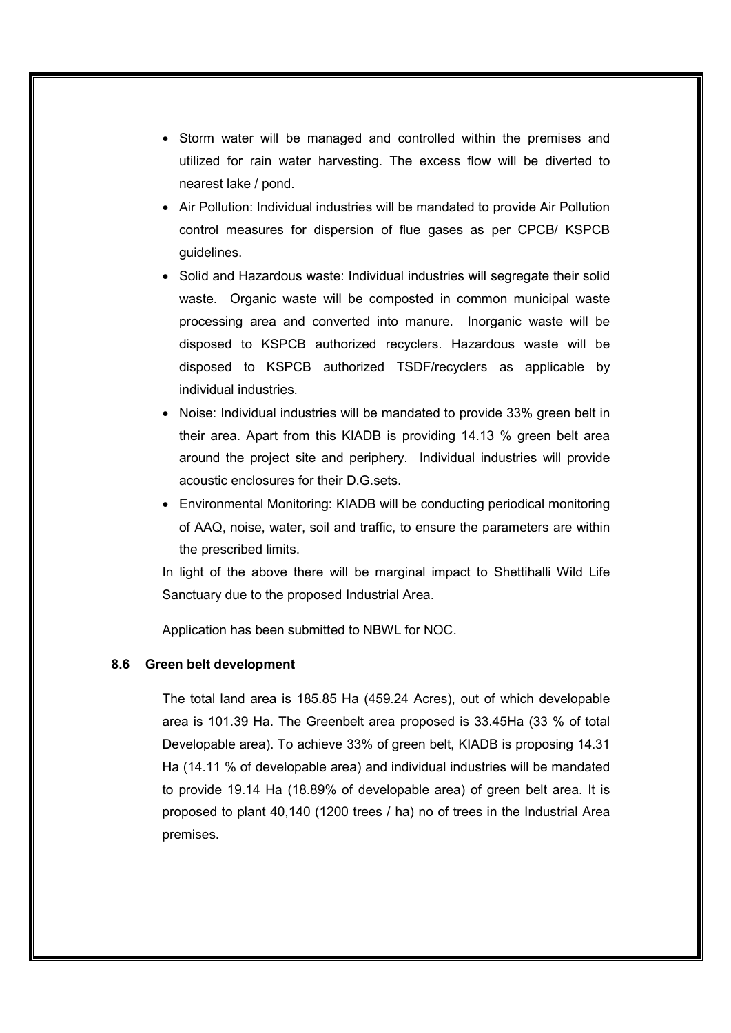- Storm water will be managed and controlled within the premises and utilized for rain water harvesting. The excess flow will be diverted to nearest lake / pond.
- Air Pollution: Individual industries will be mandated to provide Air Pollution control measures for dispersion of flue gases as per CPCB/ KSPCB guidelines.
- Solid and Hazardous waste: Individual industries will segregate their solid waste. Organic waste will be composted in common municipal waste processing area and converted into manure. Inorganic waste will be disposed to KSPCB authorized recyclers. Hazardous waste will be disposed to KSPCB authorized TSDF/recyclers as applicable by individual industries.
- Noise: Individual industries will be mandated to provide 33% green belt in their area. Apart from this KIADB is providing 14.13 % green belt area around the project site and periphery. Individual industries will provide acoustic enclosures for their D.G.sets.
- Environmental Monitoring: KIADB will be conducting periodical monitoring of AAQ, noise, water, soil and traffic, to ensure the parameters are within the prescribed limits.

In light of the above there will be marginal impact to Shettihalli Wild Life Sanctuary due to the proposed Industrial Area.

Application has been submitted to NBWL for NOC.

### 8.6 Green belt development

The total land area is 185.85 Ha (459.24 Acres), out of which developable area is 101.39 Ha. The Greenbelt area proposed is 33.45Ha (33 % of total Developable area). To achieve 33% of green belt, KIADB is proposing 14.31 Ha (14.11 % of developable area) and individual industries will be mandated to provide 19.14 Ha (18.89% of developable area) of green belt area. It is proposed to plant 40,140 (1200 trees / ha) no of trees in the Industrial Area premises.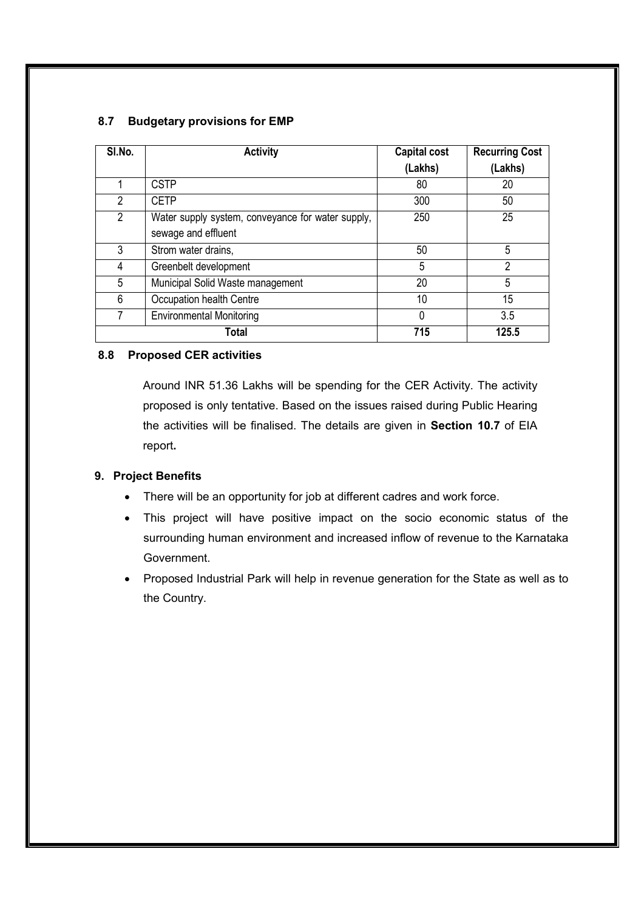### 8.7 Budgetary provisions for EMP

| Sl.No. | Activity | Capital cost (Lakhs) | Recurring Cost (Lakhs) |
|---|---|---|---|
| 1 | CSTP | 80 | 20 |
| 2 | CETP | 300 | 50 |
| 2 | Water supply system, conveyance for water supply, sewage and effluent | 250 | 25 |
| 3 | Strom water drains, | 50 | 5 |
| 4 | Greenbelt development | 5 | 2 |
| 5 | Municipal Solid Waste management | 20 | 5 |
| 6 | Occupation health Centre | 10 | 15 |
| 7 | Environmental Monitoring | 0 | 3.5 |
| **Total** | | **715** | **125.5** |

### 8.8 Proposed CER activities

Around INR 51.36 Lakhs will be spending for the CER Activity. The activity proposed is only tentative. Based on the issues raised during Public Hearing the activities will be finalised. The details are given in **Section 10.7** of EIA report**.**

## 9. Project Benefits

- There will be an opportunity for job at different cadres and work force.
- This project will have positive impact on the socio economic status of the surrounding human environment and increased inflow of revenue to the Karnataka Government.
- Proposed Industrial Park will help in revenue generation for the State as well as to the Country.